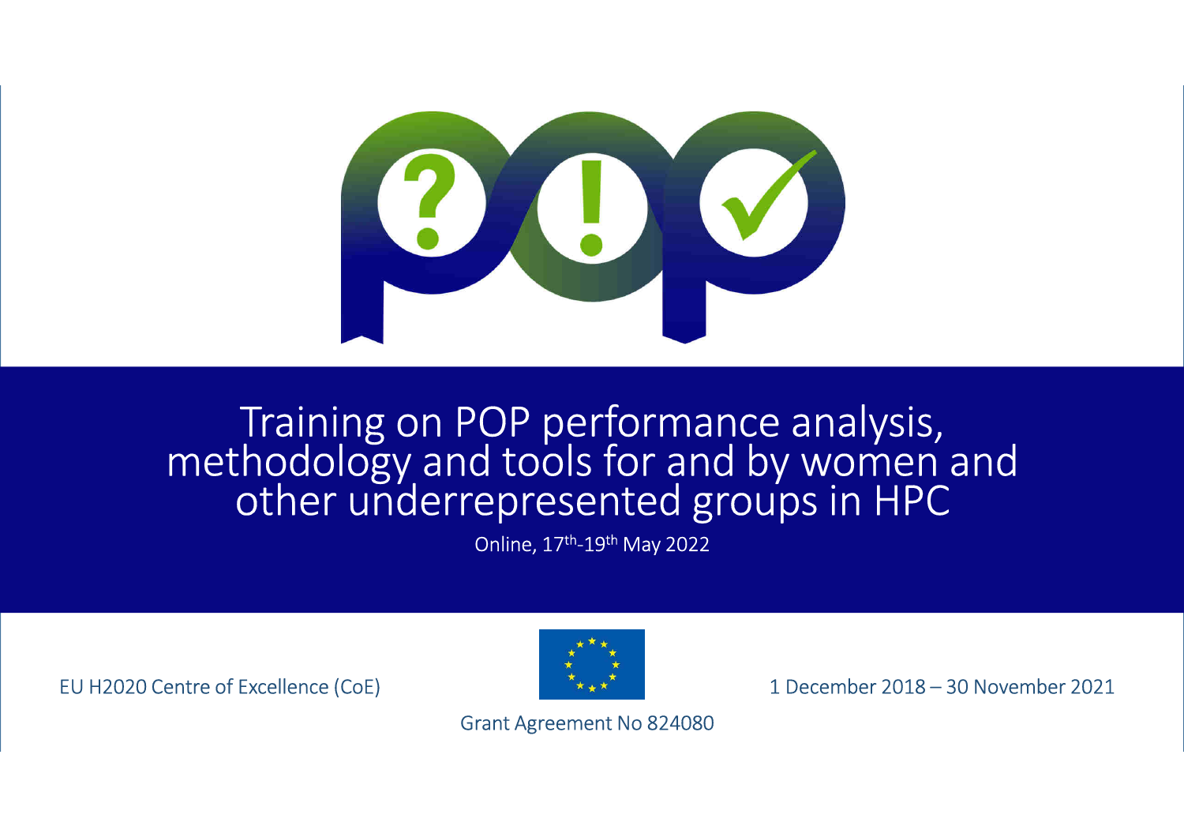# Training on POP performance analysis, methodology and tools for and by women and other underrepresented groups in HPC

Online, 17th-19th May 2022

EU H2020 Centre of Excellence (CoE)

1 December 2018 – 30 November 2021

Grant Agreement No 824080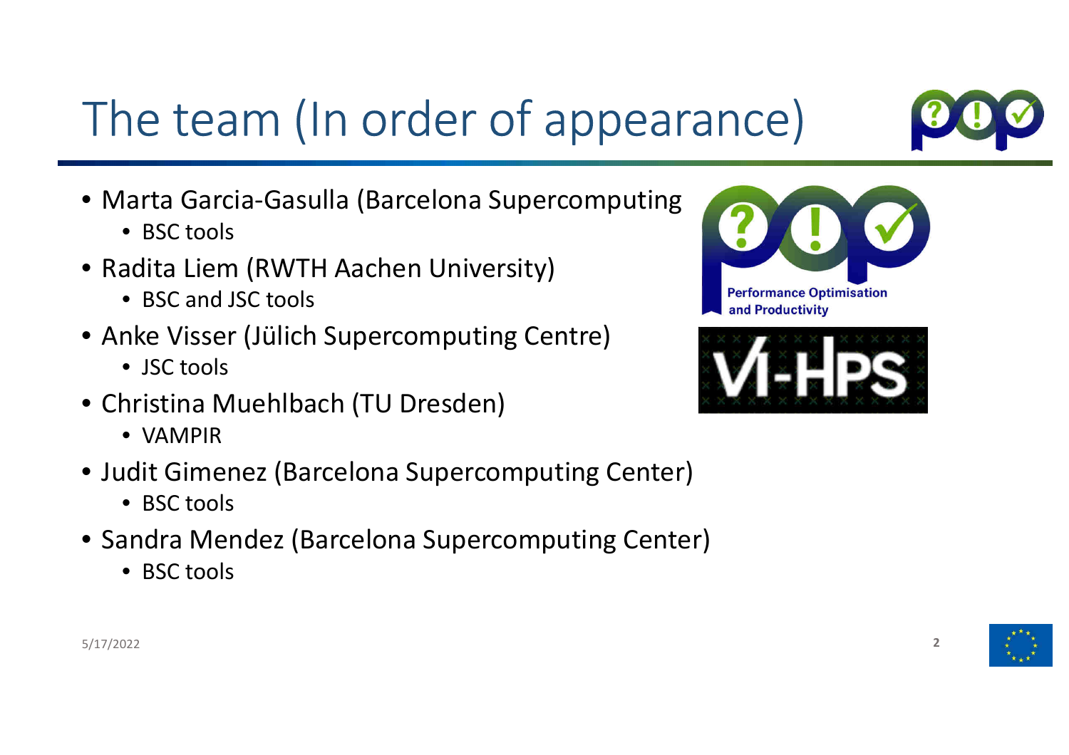# The team (In order of appearance)

- Marta Garcia-Gasulla (Barcelona Supercomputing
  - BSC tools
- Radita Liem (RWTH Aachen University)
  - BSC and JSC tools
- Anke Visser (Jülich Supercomputing Centre)
  - JSC tools
- Christina Muehlbach (TU Dresden)
  - VAMPIR
- Judit Gimenez (Barcelona Supercomputing Center)
  - BSC tools
- Sandra Mendez (Barcelona Supercomputing Center)
  - BSC tools

Performance Optimisation and Productivity

VI-HPS

5/17/2022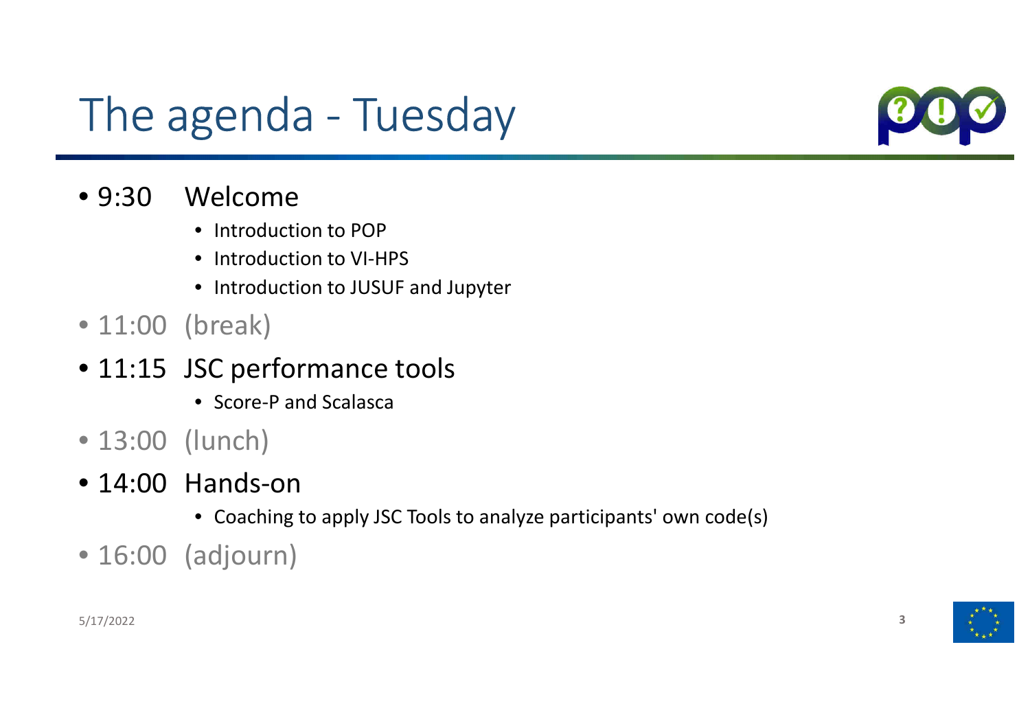# The agenda - Tuesday

- 9:30 Welcome
  - Introduction to POP
  - Introduction to VI-HPS
  - Introduction to JUSUF and Jupyter
- 11:00 (break)
- 11:15 JSC performance tools
  - Score-P and Scalasca
- 13:00 (lunch)
- 14:00 Hands-on
  - Coaching to apply JSC Tools to analyze participants' own code(s)
- 16:00 (adjourn)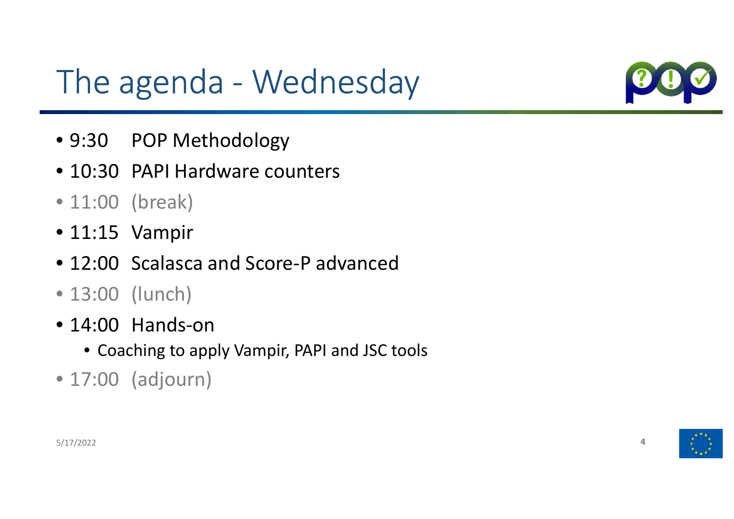# The agenda - Wednesday

- 9:30 POP Methodology
- 10:30 PAPI Hardware counters
- 11:00 (break)
- 11:15 Vampir
- 12:00 Scalasca and Score-P advanced
- 13:00 (lunch)
- 14:00 Hands-on
  - Coaching to apply Vampir, PAPI and JSC tools
- 17:00 (adjourn)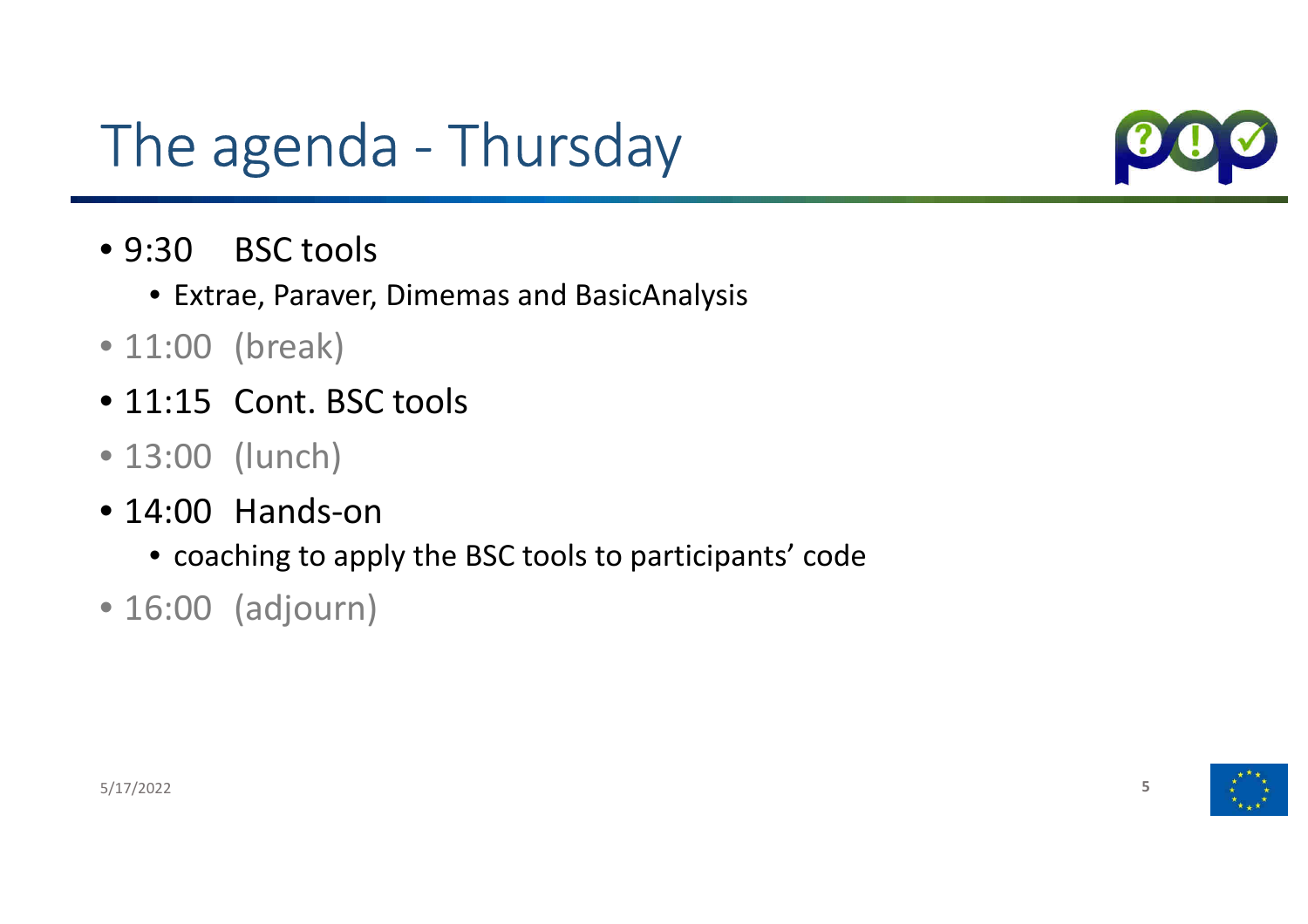# The agenda - Thursday

- 9:30 BSC tools
  - Extrae, Paraver, Dimemas and BasicAnalysis
- 11:00 (break)
- 11:15 Cont. BSC tools
- 13:00 (lunch)
- 14:00 Hands-on
  - coaching to apply the BSC tools to participants' code
- 16:00 (adjourn)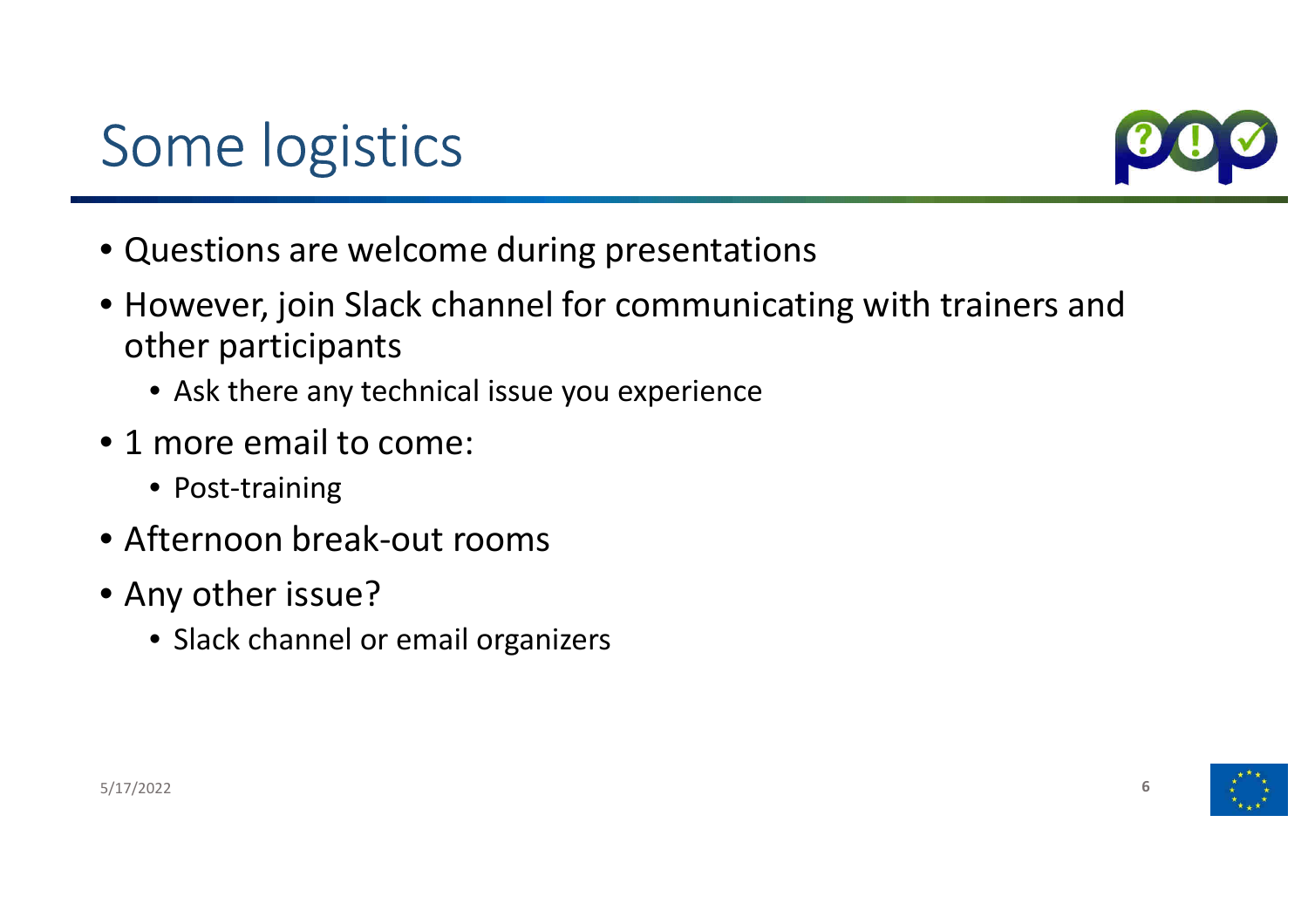# Some logistics

- Questions are welcome during presentations
- However, join Slack channel for communicating with trainers and other participants
  - Ask there any technical issue you experience
- 1 more email to come:
  - Post-training
- Afternoon break-out rooms
- Any other issue?
  - Slack channel or email organizers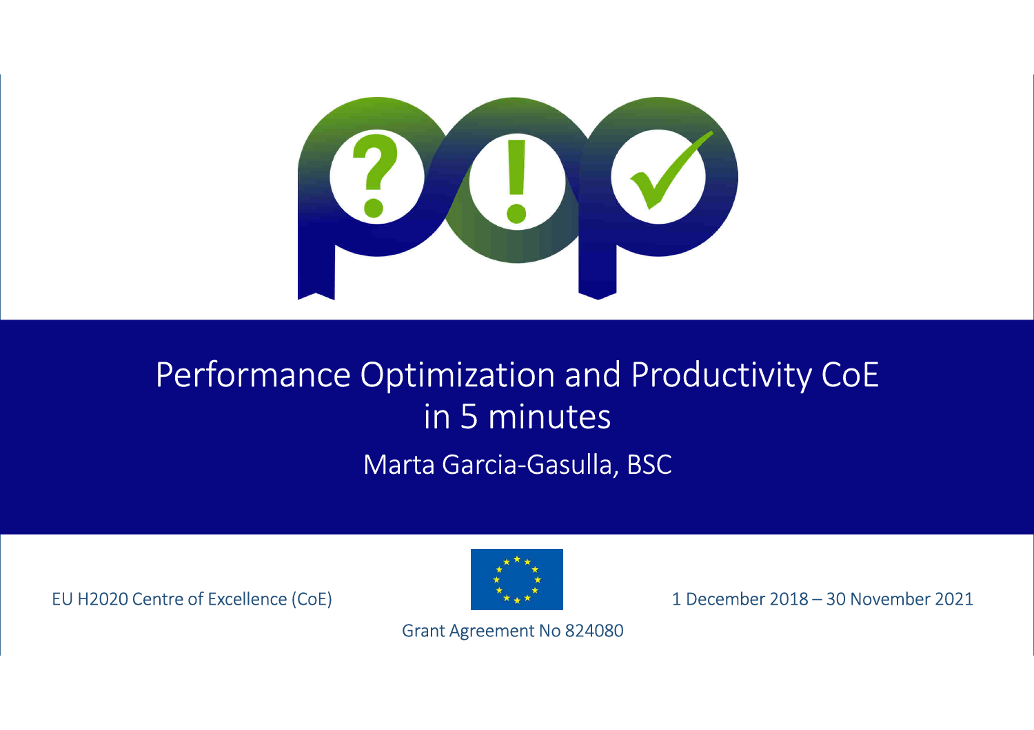# Performance Optimization and Productivity CoE in 5 minutes

Marta Garcia-Gasulla, BSC

EU H2020 Centre of Excellence (CoE)

1 December 2018 – 30 November 2021

Grant Agreement No 824080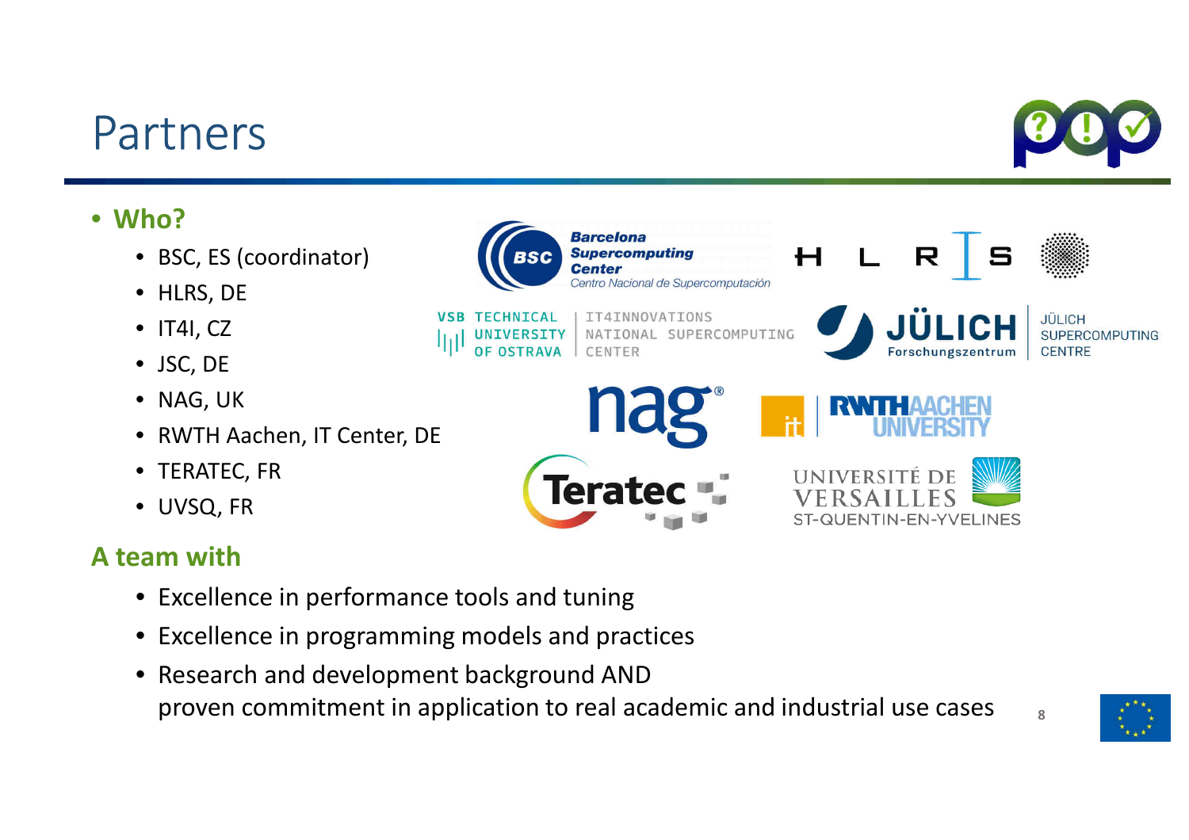# Partners

- **Who?**
  - BSC, ES (coordinator)
  - HLRS, DE
  - IT4I, CZ
  - JSC, DE
  - NAG, UK
  - RWTH Aachen, IT Center, DE
  - TERATEC, FR
  - UVSQ, FR

**A team with**

- Excellence in performance tools and tuning
- Excellence in programming models and practices
- Research and development background AND
  proven commitment in application to real academic and industrial use cases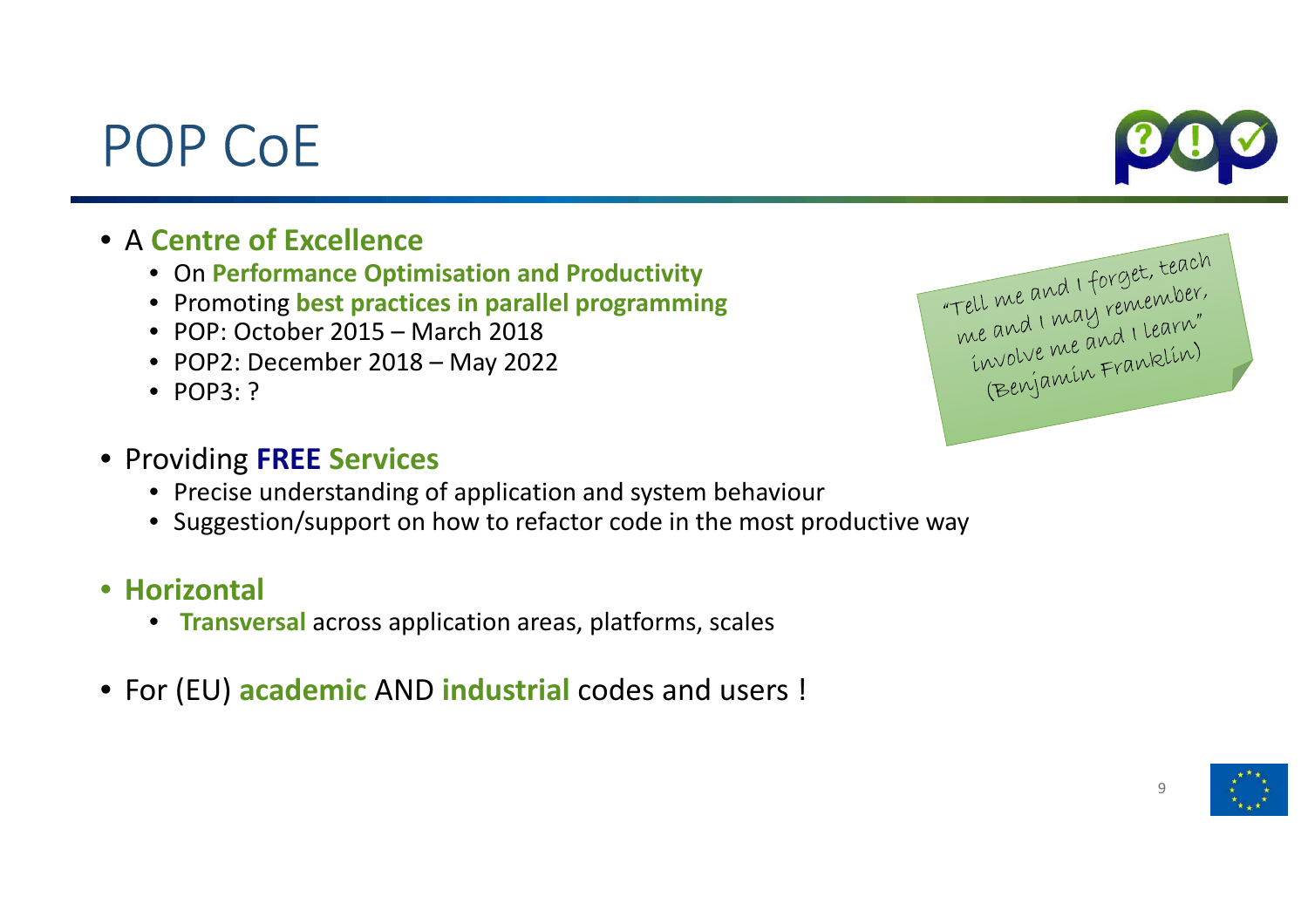# POP CoE

- A **Centre of Excellence**
  - On **Performance Optimisation and Productivity**
  - Promoting **best practices in parallel programming**
  - POP: October 2015 – March 2018
  - POP2: December 2018 – May 2022
  - POP3: ?
- Providing **FREE Services**
  - Precise understanding of application and system behaviour
  - Suggestion/support on how to refactor code in the most productive way
- **Horizontal**
  - **Transversal** across application areas, platforms, scales
- For (EU) **academic** AND **industrial** codes and users !

"Tell me and I forget, teach me and I may remember, involve me and I learn" (Benjamin Franklin)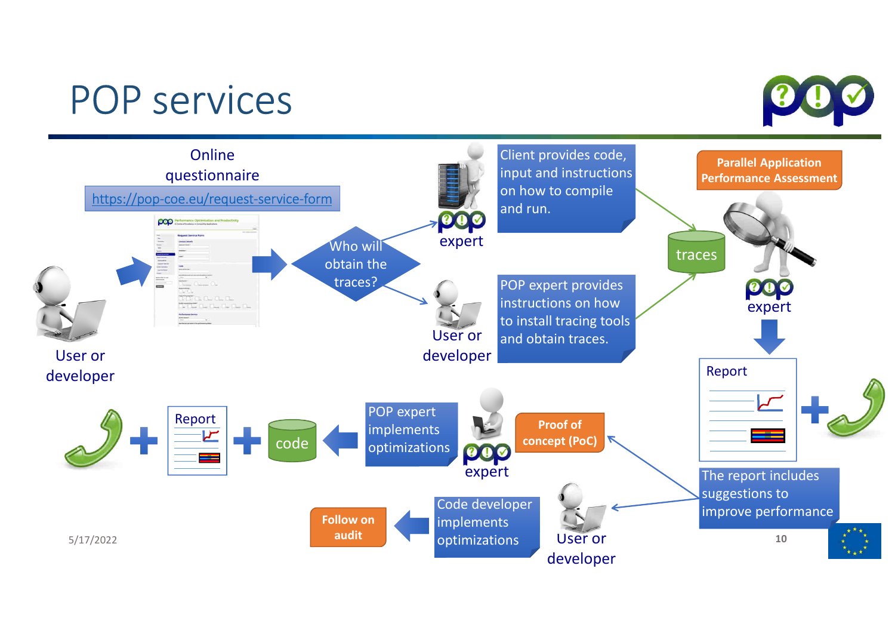# POP services

Online questionnaire

https://pop-coe.eu/request-service-form

User or developer

Who will obtain the traces?

expert

Client provides code, input and instructions on how to compile and run.

User or developer

POP expert provides instructions on how to install tracing tools and obtain traces.

traces

**Parallel Application Performance Assessment**

expert

Report

The report includes suggestions to improve performance

**Proof of concept (PoC)**

expert

POP expert implements optimizations

code

Report

User or developer

Code developer implements optimizations

**Follow on audit**

5/17/2022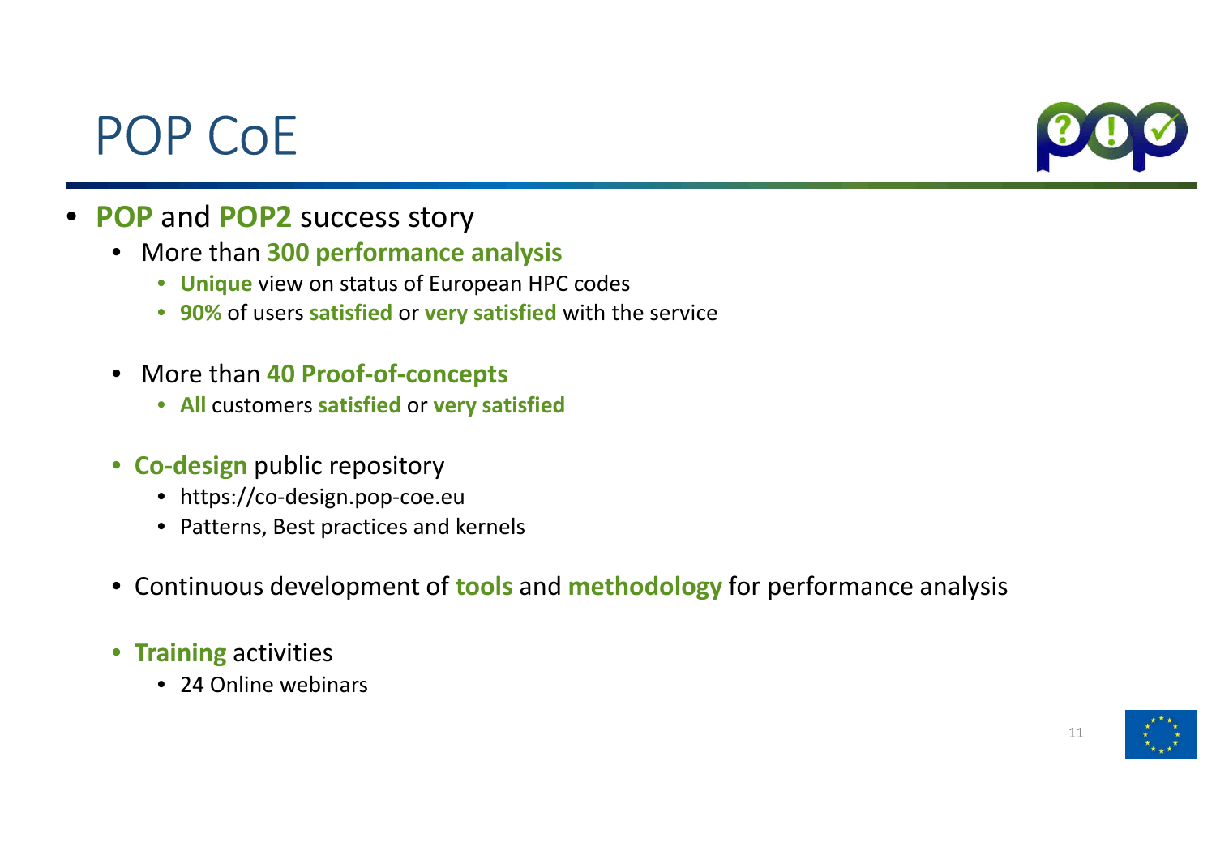# POP CoE

- **POP** and **POP2** success story
  - More than **300 performance analysis**
    - **Unique** view on status of European HPC codes
    - **90%** of users **satisfied** or **very satisfied** with the service
  - More than **40 Proof-of-concepts**
    - **All** customers **satisfied** or **very satisfied**
  - **Co-design** public repository
    - https://co-design.pop-coe.eu
    - Patterns, Best practices and kernels
  - Continuous development of **tools** and **methodology** for performance analysis
  - **Training** activities
    - 24 Online webinars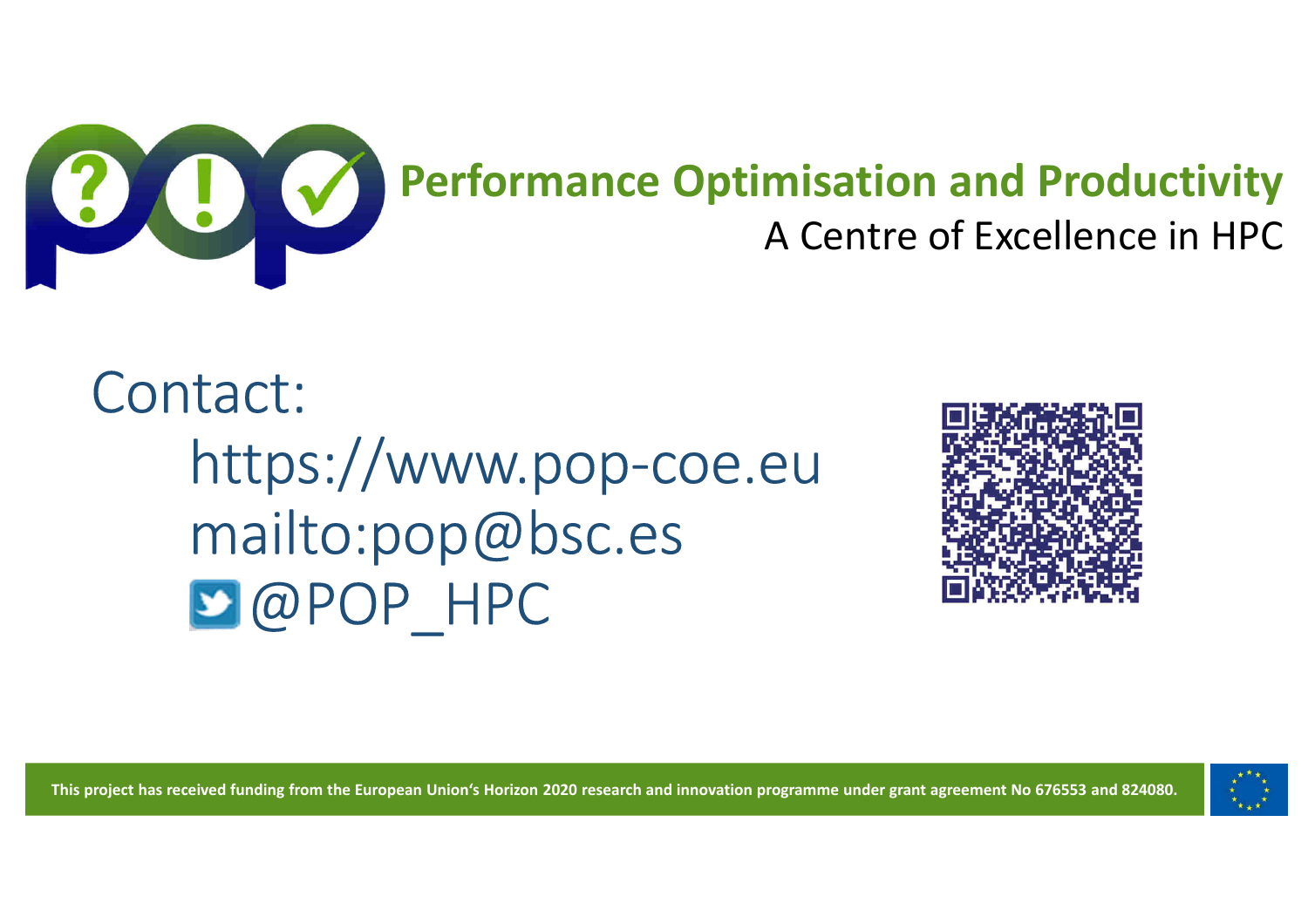# Performance Optimisation and Productivity

A Centre of Excellence in HPC

Contact:

https://www.pop-coe.eu
mailto:pop@bsc.es
@POP_HPC

This project has received funding from the European Union's Horizon 2020 research and innovation programme under grant agreement No 676553 and 824080.